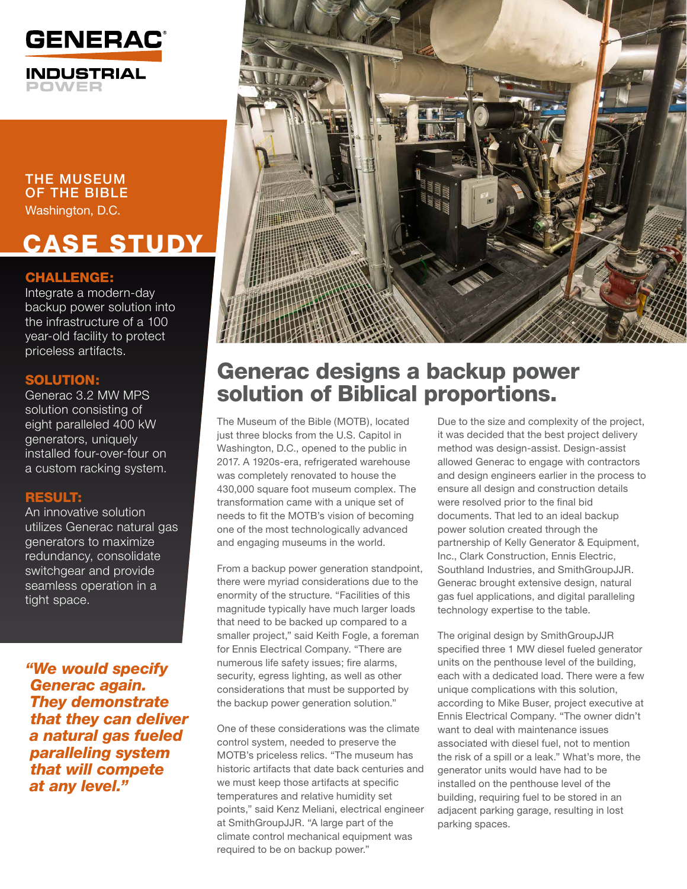GENERAC

INDUSTRIAL POWER

## THE MUSEUM OF THE BIBLE

Washington, D.C.

# CASE STUDY

### CHALLENGE:

Integrate a modern-day backup power solution into the infrastructure of a 100 year-old facility to protect priceless artifacts.

### SOLUTION:

Generac 3.2 MW MPS solution consisting of eight paralleled 400 kW generators, uniquely installed four-over-four on a custom racking system.

### RESULT:

An innovative solution utilizes Generac natural gas generators to maximize redundancy, consolidate switchgear and provide seamless operation in a tight space.

***"We would specify Generac again. They demonstrate that they can deliver a natural gas fueled paralleling system that will compete at any level."***

# Generac designs a backup power solution of Biblical proportions.

The Museum of the Bible (MOTB), located just three blocks from the U.S. Capitol in Washington, D.C., opened to the public in 2017. A 1920s-era, refrigerated warehouse was completely renovated to house the 430,000 square foot museum complex. The transformation came with a unique set of needs to fit the MOTB's vision of becoming one of the most technologically advanced and engaging museums in the world.

From a backup power generation standpoint, there were myriad considerations due to the enormity of the structure. "Facilities of this magnitude typically have much larger loads that need to be backed up compared to a smaller project," said Keith Fogle, a foreman for Ennis Electrical Company. "There are numerous life safety issues; fire alarms, security, egress lighting, as well as other considerations that must be supported by the backup power generation solution."

One of these considerations was the climate control system, needed to preserve the MOTB's priceless relics. "The museum has historic artifacts that date back centuries and we must keep those artifacts at specific temperatures and relative humidity set points," said Kenz Meliani, electrical engineer at SmithGroupJJR. "A large part of the climate control mechanical equipment was required to be on backup power."

Due to the size and complexity of the project, it was decided that the best project delivery method was design-assist. Design-assist allowed Generac to engage with contractors and design engineers earlier in the process to ensure all design and construction details were resolved prior to the final bid documents. That led to an ideal backup power solution created through the partnership of Kelly Generator & Equipment, Inc., Clark Construction, Ennis Electric, Southland Industries, and SmithGroupJJR. Generac brought extensive design, natural gas fuel applications, and digital paralleling technology expertise to the table.

The original design by SmithGroupJJR specified three 1 MW diesel fueled generator units on the penthouse level of the building, each with a dedicated load. There were a few unique complications with this solution, according to Mike Buser, project executive at Ennis Electrical Company. "The owner didn't want to deal with maintenance issues associated with diesel fuel, not to mention the risk of a spill or a leak." What's more, the generator units would have had to be installed on the penthouse level of the building, requiring fuel to be stored in an adjacent parking garage, resulting in lost parking spaces.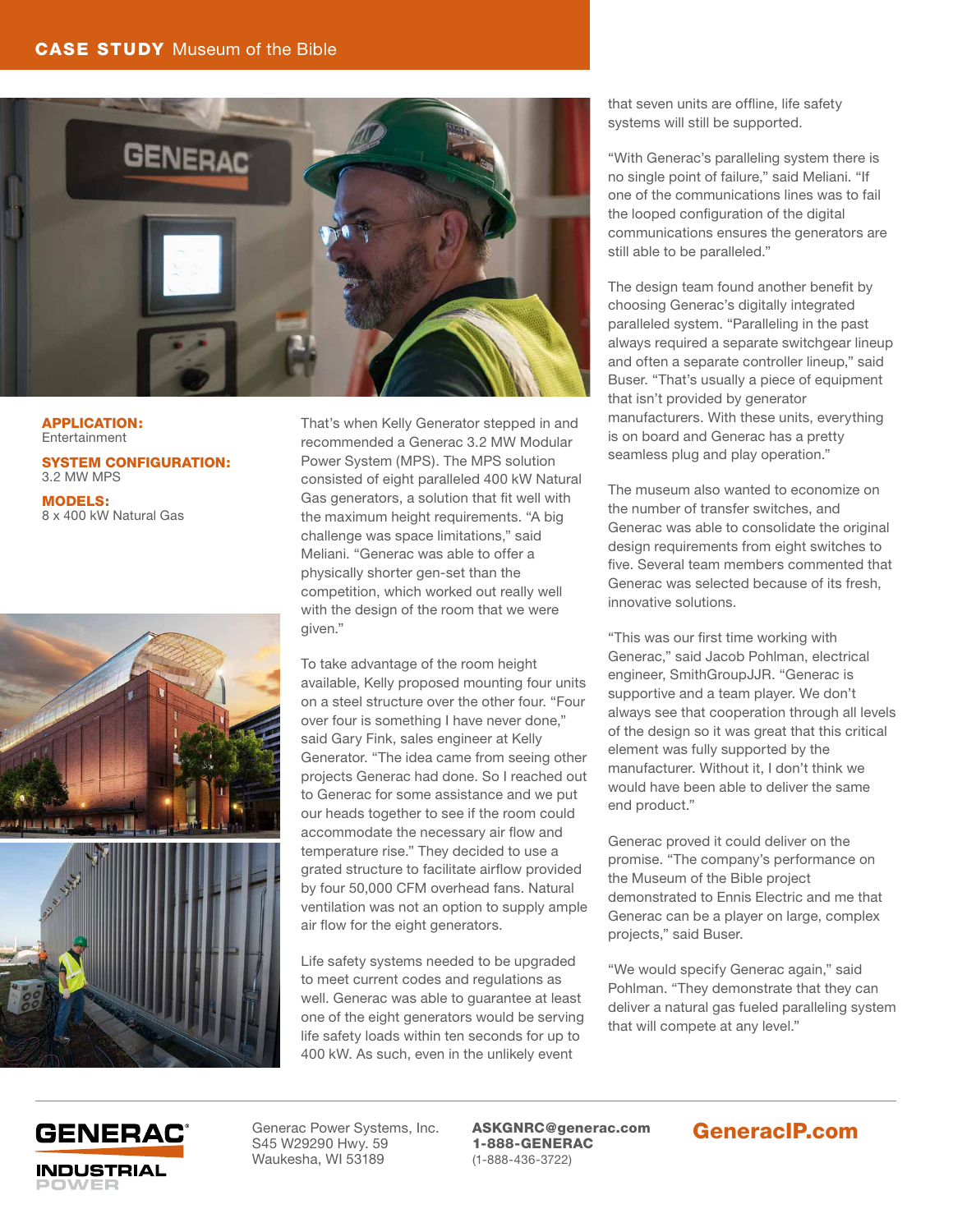**CASE STUDY** Museum of the Bible

**APPLICATION:**
Entertainment

**SYSTEM CONFIGURATION:**
3.2 MW MPS

**MODELS:**
8 x 400 kW Natural Gas

That's when Kelly Generator stepped in and recommended a Generac 3.2 MW Modular Power System (MPS). The MPS solution consisted of eight paralleled 400 kW Natural Gas generators, a solution that fit well with the maximum height requirements. "A big challenge was space limitations," said Meliani. "Generac was able to offer a physically shorter gen-set than the competition, which worked out really well with the design of the room that we were given."

To take advantage of the room height available, Kelly proposed mounting four units on a steel structure over the other four. "Four over four is something I have never done," said Gary Fink, sales engineer at Kelly Generator. "The idea came from seeing other projects Generac had done. So I reached out to Generac for some assistance and we put our heads together to see if the room could accommodate the necessary air flow and temperature rise." They decided to use a grated structure to facilitate airflow provided by four 50,000 CFM overhead fans. Natural ventilation was not an option to supply ample air flow for the eight generators.

Life safety systems needed to be upgraded to meet current codes and regulations as well. Generac was able to guarantee at least one of the eight generators would be serving life safety loads within ten seconds for up to 400 kW. As such, even in the unlikely event that seven units are offline, life safety systems will still be supported.

"With Generac's paralleling system there is no single point of failure," said Meliani. "If one of the communications lines was to fail the looped configuration of the digital communications ensures the generators are still able to be paralleled."

The design team found another benefit by choosing Generac's digitally integrated paralleled system. "Paralleling in the past always required a separate switchgear lineup and often a separate controller lineup," said Buser. "That's usually a piece of equipment that isn't provided by generator manufacturers. With these units, everything is on board and Generac has a pretty seamless plug and play operation."

The museum also wanted to economize on the number of transfer switches, and Generac was able to consolidate the original design requirements from eight switches to five. Several team members commented that Generac was selected because of its fresh, innovative solutions.

"This was our first time working with Generac," said Jacob Pohlman, electrical engineer, SmithGroupJJR. "Generac is supportive and a team player. We don't always see that cooperation through all levels of the design so it was great that this critical element was fully supported by the manufacturer. Without it, I don't think we would have been able to deliver the same end product."

Generac proved it could deliver on the promise. "The company's performance on the Museum of the Bible project demonstrated to Ennis Electric and me that Generac can be a player on large, complex projects," said Buser.

"We would specify Generac again," said Pohlman. "They demonstrate that they can deliver a natural gas fueled paralleling system that will compete at any level."

GENERAC INDUSTRIAL POWER

Generac Power Systems, Inc.
S45 W29290 Hwy. 59
Waukesha, WI 53189

**ASKGNRC@generac.com**
**1-888-GENERAC**
(1-888-436-3722)

**GeneracIP.com**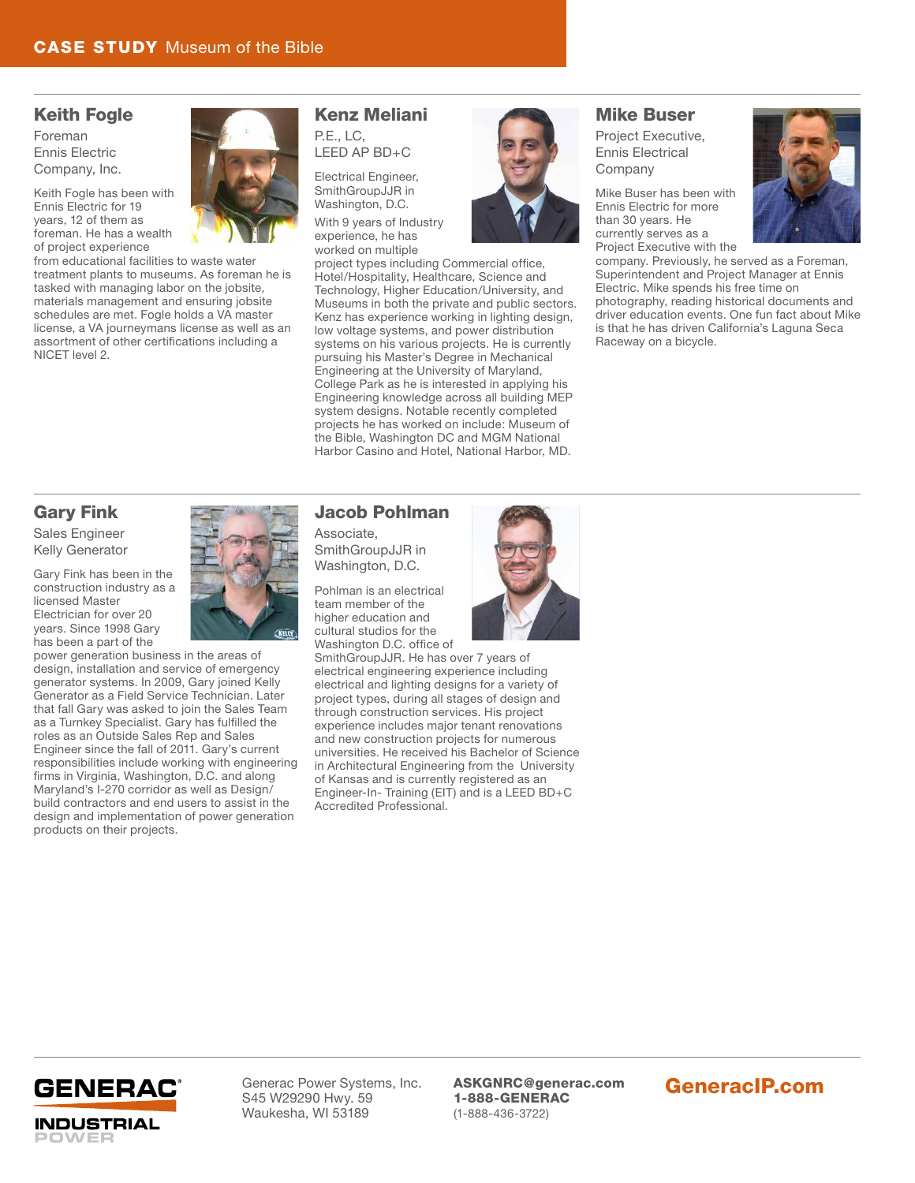**CASE STUDY** Museum of the Bible

## Keith Fogle

Foreman
Ennis Electric Company, Inc.

Keith Fogle has been with Ennis Electric for 19 years, 12 of them as foreman. He has a wealth of project experience from educational facilities to waste water treatment plants to museums. As foreman he is tasked with managing labor on the jobsite, materials management and ensuring jobsite schedules are met. Fogle holds a VA master license, a VA journeymans license as well as an assortment of other certifications including a NICET level 2.

## Kenz Meliani

P.E., LC,
LEED AP BD+C

Electrical Engineer,
SmithGroupJJR in Washington, D.C.

With 9 years of Industry experience, he has worked on multiple project types including Commercial office, Hotel/Hospitality, Healthcare, Science and Technology, Higher Education/University, and Museums in both the private and public sectors. Kenz has experience working in lighting design, low voltage systems, and power distribution systems on his various projects. He is currently pursuing his Master's Degree in Mechanical Engineering at the University of Maryland, College Park as he is interested in applying his Engineering knowledge across all building MEP system designs. Notable recently completed projects he has worked on include: Museum of the Bible, Washington DC and MGM National Harbor Casino and Hotel, National Harbor, MD.

## Mike Buser

Project Executive,
Ennis Electrical Company

Mike Buser has been with Ennis Electric for more than 30 years. He currently serves as a Project Executive with the company. Previously, he served as a Foreman, Superintendent and Project Manager at Ennis Electric. Mike spends his free time on photography, reading historical documents and driver education events. One fun fact about Mike is that he has driven California's Laguna Seca Raceway on a bicycle.

## Gary Fink

Sales Engineer
Kelly Generator

Gary Fink has been in the construction industry as a licensed Master Electrician for over 20 years. Since 1998 Gary has been a part of the power generation business in the areas of design, installation and service of emergency generator systems. In 2009, Gary joined Kelly Generator as a Field Service Technician. Later that fall Gary was asked to join the Sales Team as a Turnkey Specialist. Gary has fulfilled the roles as an Outside Sales Rep and Sales Engineer since the fall of 2011. Gary's current responsibilities include working with engineering firms in Virginia, Washington, D.C. and along Maryland's I-270 corridor as well as Design/build contractors and end users to assist in the design and implementation of power generation products on their projects.

## Jacob Pohlman

Associate,
SmithGroupJJR in Washington, D.C.

Pohlman is an electrical team member of the higher education and cultural studios for the Washington D.C. office of SmithGroupJJR. He has over 7 years of electrical engineering experience including electrical and lighting designs for a variety of project types, during all stages of design and through construction services. His project experience includes major tenant renovations and new construction projects for numerous universities. He received his Bachelor of Science in Architectural Engineering from the University of Kansas and is currently registered as an Engineer-In- Training (EIT) and is a LEED BD+C Accredited Professional.

GENERAC® INDUSTRIAL POWER

Generac Power Systems, Inc.
S45 W29290 Hwy. 59
Waukesha, WI 53189

**ASKGNRC@generac.com**
**1-888-GENERAC**
(1-888-436-3722)

**GeneracIP.com**